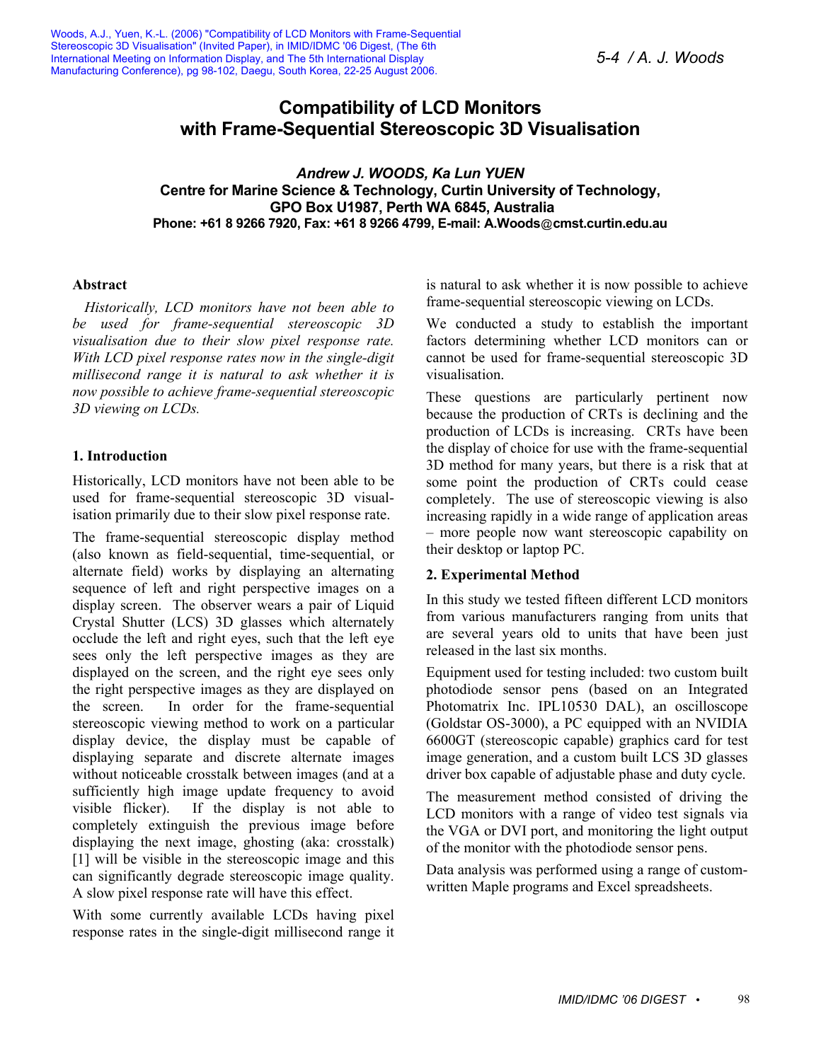Woods, A.J., Yuen, K.-L. (2006) "Compatibility of LCD Monitors with Frame-Sequential Stereoscopic 3D Visualisation" (Invited Paper), in IMID/IDMC '06 Digest, (The 6th International Meeting on Information Display, and The 5th International Display Manufacturing Conference), pg 98-102, Daegu, South Korea, 22-25 August 2006.

# Compatibility of LCD Monitors with Frame-Sequential Stereoscopic 3D Visualisation

***Andrew J. WOODS, Ka Lun YUEN***

**Centre for Marine Science & Technology, Curtin University of Technology, GPO Box U1987, Perth WA 6845, Australia**

**Phone: +61 8 9266 7920, Fax: +61 8 9266 4799, E-mail: A.Woods@cmst.curtin.edu.au**

## Abstract

*Historically, LCD monitors have not been able to be used for frame-sequential stereoscopic 3D visualisation due to their slow pixel response rate. With LCD pixel response rates now in the single-digit millisecond range it is natural to ask whether it is now possible to achieve frame-sequential stereoscopic 3D viewing on LCDs.*

## 1. Introduction

Historically, LCD monitors have not been able to be used for frame-sequential stereoscopic 3D visualisation primarily due to their slow pixel response rate.

The frame-sequential stereoscopic display method (also known as field-sequential, time-sequential, or alternate field) works by displaying an alternating sequence of left and right perspective images on a display screen. The observer wears a pair of Liquid Crystal Shutter (LCS) 3D glasses which alternately occlude the left and right eyes, such that the left eye sees only the left perspective images as they are displayed on the screen, and the right eye sees only the right perspective images as they are displayed on the screen. In order for the frame-sequential stereoscopic viewing method to work on a particular display device, the display must be capable of displaying separate and discrete alternate images without noticeable crosstalk between images (and at a sufficiently high image update frequency to avoid visible flicker). If the display is not able to completely extinguish the previous image before displaying the next image, ghosting (aka: crosstalk) [1] will be visible in the stereoscopic image and this can significantly degrade stereoscopic image quality. A slow pixel response rate will have this effect.

With some currently available LCDs having pixel response rates in the single-digit millisecond range it is natural to ask whether it is now possible to achieve frame-sequential stereoscopic viewing on LCDs.

We conducted a study to establish the important factors determining whether LCD monitors can or cannot be used for frame-sequential stereoscopic 3D visualisation.

These questions are particularly pertinent now because the production of CRTs is declining and the production of LCDs is increasing. CRTs have been the display of choice for use with the frame-sequential 3D method for many years, but there is a risk that at some point the production of CRTs could cease completely. The use of stereoscopic viewing is also increasing rapidly in a wide range of application areas – more people now want stereoscopic capability on their desktop or laptop PC.

## 2. Experimental Method

In this study we tested fifteen different LCD monitors from various manufacturers ranging from units that are several years old to units that have been just released in the last six months.

Equipment used for testing included: two custom built photodiode sensor pens (based on an Integrated Photomatrix Inc. IPL10530 DAL), an oscilloscope (Goldstar OS-3000), a PC equipped with an NVIDIA 6600GT (stereoscopic capable) graphics card for test image generation, and a custom built LCS 3D glasses driver box capable of adjustable phase and duty cycle.

The measurement method consisted of driving the LCD monitors with a range of video test signals via the VGA or DVI port, and monitoring the light output of the monitor with the photodiode sensor pens.

Data analysis was performed using a range of custom-written Maple programs and Excel spreadsheets.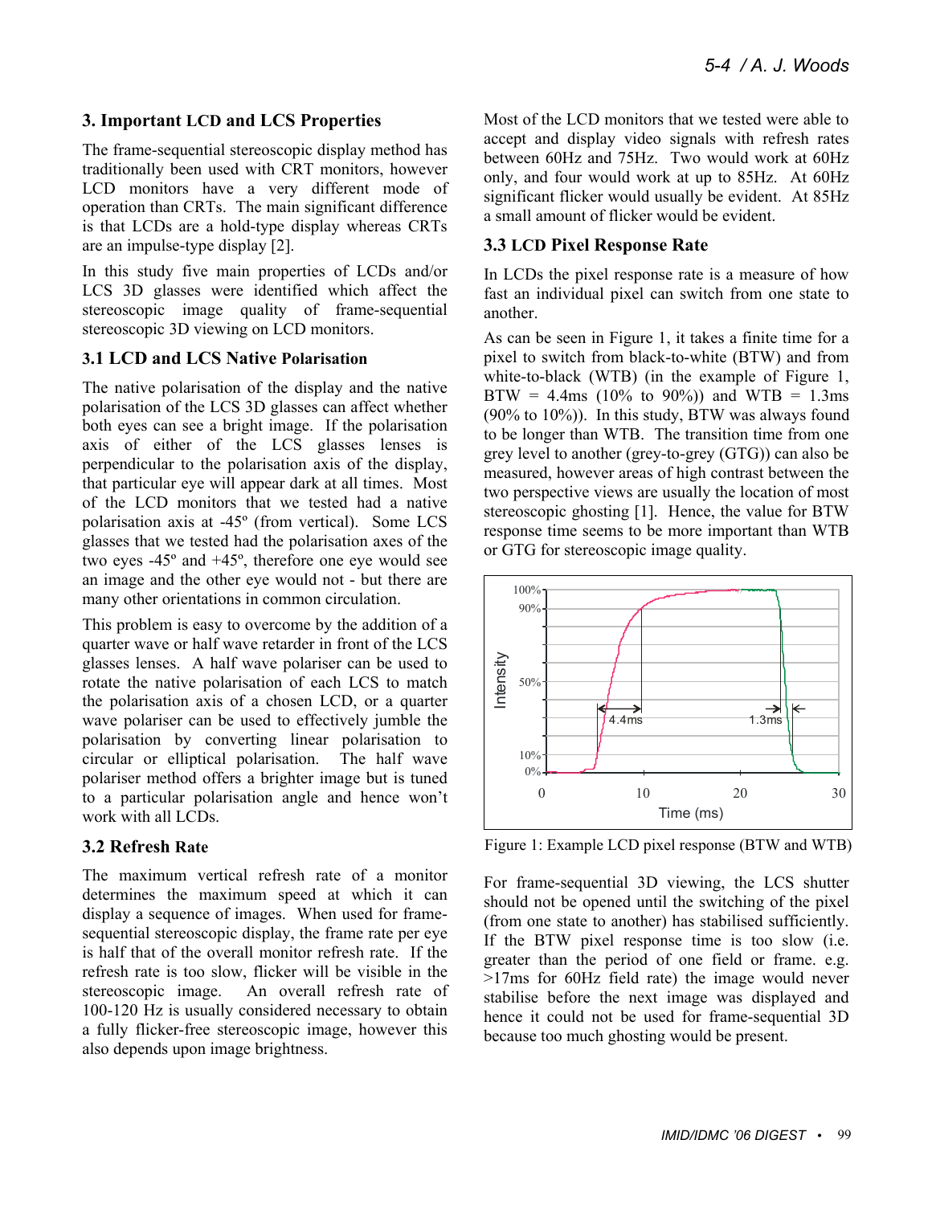## 3. Important LCD and LCS Properties

The frame-sequential stereoscopic display method has traditionally been used with CRT monitors, however LCD monitors have a very different mode of operation than CRTs. The main significant difference is that LCDs are a hold-type display whereas CRTs are an impulse-type display [2].

In this study five main properties of LCDs and/or LCS 3D glasses were identified which affect the stereoscopic image quality of frame-sequential stereoscopic 3D viewing on LCD monitors.

### 3.1 LCD and LCS Native Polarisation

The native polarisation of the display and the native polarisation of the LCS 3D glasses can affect whether both eyes can see a bright image. If the polarisation axis of either of the LCS glasses lenses is perpendicular to the polarisation axis of the display, that particular eye will appear dark at all times. Most of the LCD monitors that we tested had a native polarisation axis at -45º (from vertical). Some LCS glasses that we tested had the polarisation axes of the two eyes -45º and +45º, therefore one eye would see an image and the other eye would not - but there are many other orientations in common circulation.

This problem is easy to overcome by the addition of a quarter wave or half wave retarder in front of the LCS glasses lenses. A half wave polariser can be used to rotate the native polarisation of each LCS to match the polarisation axis of a chosen LCD, or a quarter wave polariser can be used to effectively jumble the polarisation by converting linear polarisation to circular or elliptical polarisation. The half wave polariser method offers a brighter image but is tuned to a particular polarisation angle and hence won't work with all LCDs.

### 3.2 Refresh Rate

The maximum vertical refresh rate of a monitor determines the maximum speed at which it can display a sequence of images. When used for frame-sequential stereoscopic display, the frame rate per eye is half that of the overall monitor refresh rate. If the refresh rate is too slow, flicker will be visible in the stereoscopic image. An overall refresh rate of 100-120 Hz is usually considered necessary to obtain a fully flicker-free stereoscopic image, however this also depends upon image brightness.

Most of the LCD monitors that we tested were able to accept and display video signals with refresh rates between 60Hz and 75Hz. Two would work at 60Hz only, and four would work at up to 85Hz. At 60Hz significant flicker would usually be evident. At 85Hz a small amount of flicker would be evident.

### 3.3 LCD Pixel Response Rate

In LCDs the pixel response rate is a measure of how fast an individual pixel can switch from one state to another.

As can be seen in Figure 1, it takes a finite time for a pixel to switch from black-to-white (BTW) and from white-to-black (WTB) (in the example of Figure 1, BTW = 4.4ms (10% to 90%)) and WTB = 1.3ms (90% to 10%)). In this study, BTW was always found to be longer than WTB. The transition time from one grey level to another (grey-to-grey (GTG)) can also be measured, however areas of high contrast between the two perspective views are usually the location of most stereoscopic ghosting [1]. Hence, the value for BTW response time seems to be more important than WTB or GTG for stereoscopic image quality.

Figure 1: Example LCD pixel response (BTW and WTB)

For frame-sequential 3D viewing, the LCS shutter should not be opened until the switching of the pixel (from one state to another) has stabilised sufficiently. If the BTW pixel response time is too slow (i.e. greater than the period of one field or frame. e.g. >17ms for 60Hz field rate) the image would never stabilise before the next image was displayed and hence it could not be used for frame-sequential 3D because too much ghosting would be present.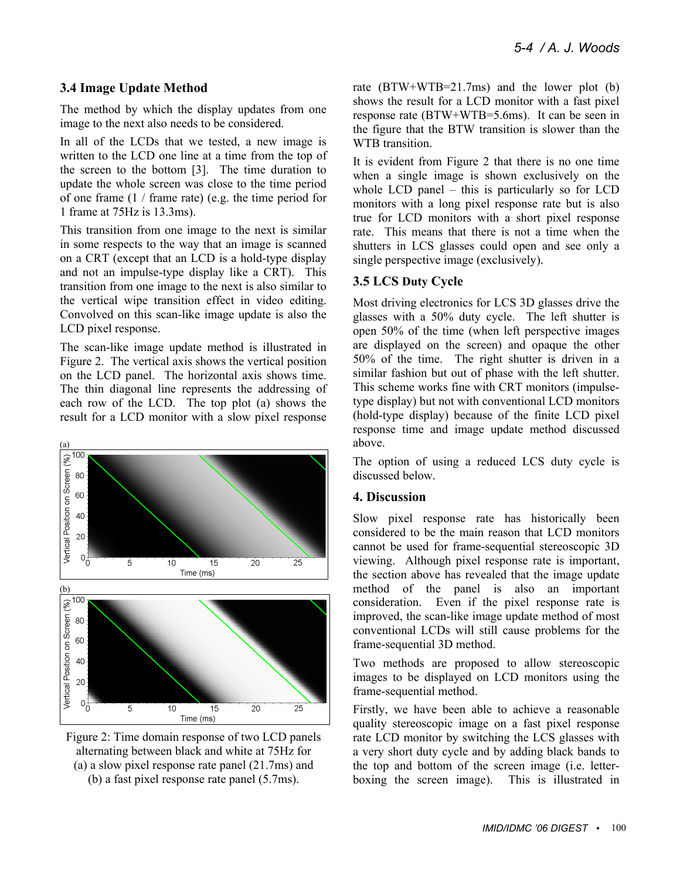### 3.4 Image Update Method

The method by which the display updates from one image to the next also needs to be considered.

In all of the LCDs that we tested, a new image is written to the LCD one line at a time from the top of the screen to the bottom [3]. The time duration to update the whole screen was close to the time period of one frame (1 / frame rate) (e.g. the time period for 1 frame at 75Hz is 13.3ms).

This transition from one image to the next is similar in some respects to the way that an image is scanned on a CRT (except that an LCD is a hold-type display and not an impulse-type display like a CRT). This transition from one image to the next is also similar to the vertical wipe transition effect in video editing. Convolved on this scan-like image update is also the LCD pixel response.

The scan-like image update method is illustrated in Figure 2. The vertical axis shows the vertical position on the LCD panel. The horizontal axis shows time. The thin diagonal line represents the addressing of each row of the LCD. The top plot (a) shows the result for a LCD monitor with a slow pixel response rate (BTW+WTB=21.7ms) and the lower plot (b) shows the result for a LCD monitor with a fast pixel response rate (BTW+WTB=5.6ms). It can be seen in the figure that the BTW transition is slower than the WTB transition.

Figure 2: Time domain response of two LCD panels alternating between black and white at 75Hz for (a) a slow pixel response rate panel (21.7ms) and (b) a fast pixel response rate panel (5.7ms).

It is evident from Figure 2 that there is no one time when a single image is shown exclusively on the whole LCD panel – this is particularly so for LCD monitors with a long pixel response rate but is also true for LCD monitors with a short pixel response rate. This means that there is not a time when the shutters in LCS glasses could open and see only a single perspective image (exclusively).

### 3.5 LCS Duty Cycle

Most driving electronics for LCS 3D glasses drive the glasses with a 50% duty cycle. The left shutter is open 50% of the time (when left perspective images are displayed on the screen) and opaque the other 50% of the time. The right shutter is driven in a similar fashion but out of phase with the left shutter. This scheme works fine with CRT monitors (impulse-type display) but not with conventional LCD monitors (hold-type display) because of the finite LCD pixel response time and image update method discussed above.

The option of using a reduced LCS duty cycle is discussed below.

## 4. Discussion

Slow pixel response rate has historically been considered to be the main reason that LCD monitors cannot be used for frame-sequential stereoscopic 3D viewing. Although pixel response rate is important, the section above has revealed that the image update method of the panel is also an important consideration. Even if the pixel response rate is improved, the scan-like image update method of most conventional LCDs will still cause problems for the frame-sequential 3D method.

Two methods are proposed to allow stereoscopic images to be displayed on LCD monitors using the frame-sequential method.

Firstly, we have been able to achieve a reasonable quality stereoscopic image on a fast pixel response rate LCD monitor by switching the LCS glasses with a very short duty cycle and by adding black bands to the top and bottom of the screen image (i.e. letter-boxing the screen image). This is illustrated in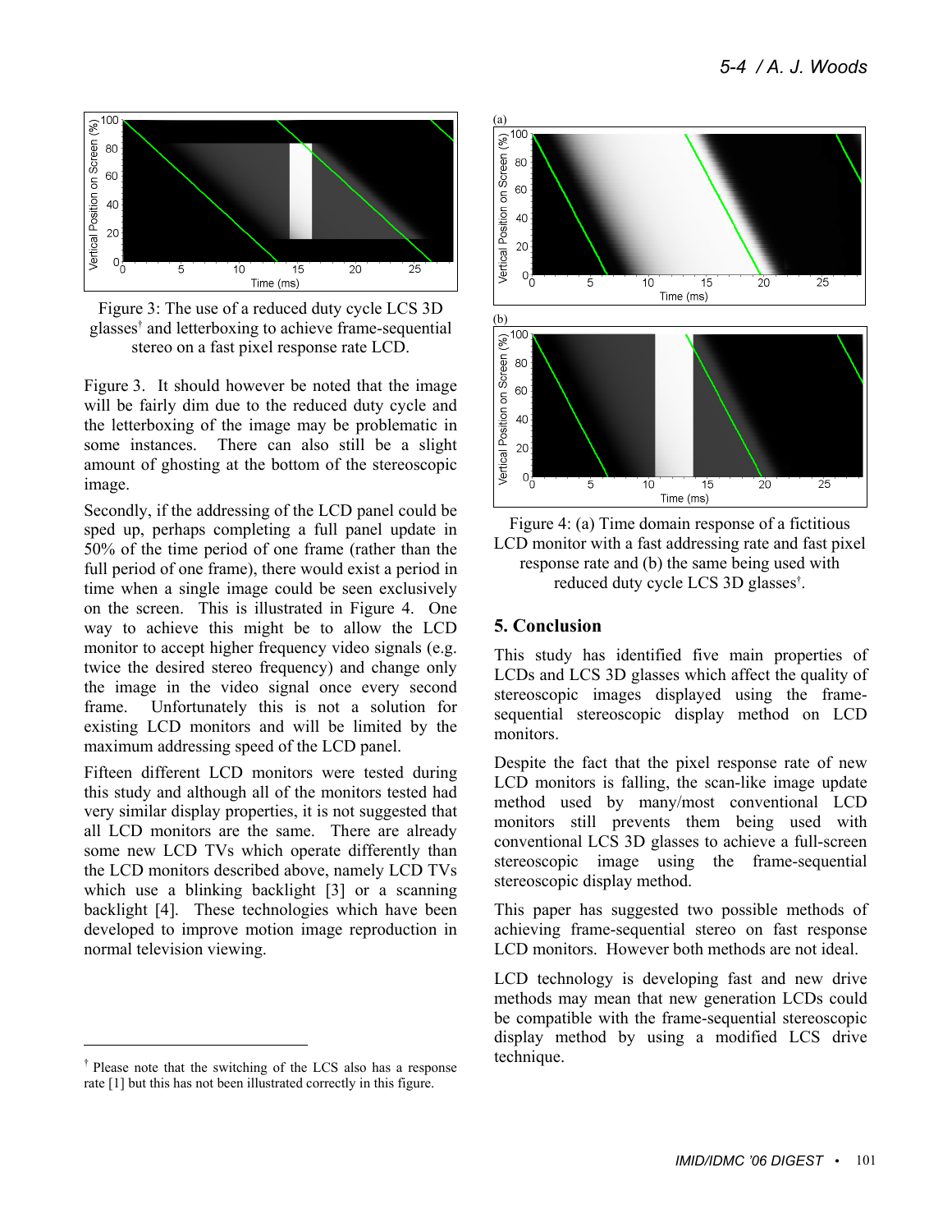Figure 3: The use of a reduced duty cycle LCS 3D glasses† and letterboxing to achieve frame-sequential stereo on a fast pixel response rate LCD.

Figure 3. It should however be noted that the image will be fairly dim due to the reduced duty cycle and the letterboxing of the image may be problematic in some instances. There can also still be a slight amount of ghosting at the bottom of the stereoscopic image.

Secondly, if the addressing of the LCD panel could be sped up, perhaps completing a full panel update in 50% of the time period of one frame (rather than the full period of one frame), there would exist a period in time when a single image could be seen exclusively on the screen. This is illustrated in Figure 4. One way to achieve this might be to allow the LCD monitor to accept higher frequency video signals (e.g. twice the desired stereo frequency) and change only the image in the video signal once every second frame. Unfortunately this is not a solution for existing LCD monitors and will be limited by the maximum addressing speed of the LCD panel.

Fifteen different LCD monitors were tested during this study and although all of the monitors tested had very similar display properties, it is not suggested that all LCD monitors are the same. There already some new LCD TVs which operate differently than the LCD monitors described above, namely LCD TVs which use a blinking backlight [3] or a scanning backlight [4]. These technologies which have been developed to improve motion image reproduction in normal television viewing.

† Please note that the switching of the LCS also has a response rate [1] but this has not been illustrated correctly in this figure.

Figure 4: (a) Time domain response of a fictitious LCD monitor with a fast addressing rate and fast pixel response rate and (b) the same being used with reduced duty cycle LCS 3D glasses†.

## 5. Conclusion

This study has identified five main properties of LCDs and LCS 3D glasses which affect the quality of stereoscopic images displayed using the frame-sequential stereoscopic display method on LCD monitors.

Despite the fact that the pixel response rate of new LCD monitors is falling, the scan-like image update method used by many/most conventional LCD monitors still prevents them being used with conventional LCS 3D glasses to achieve a full-screen stereoscopic image using the frame-sequential stereoscopic display method.

This paper has suggested two possible methods of achieving frame-sequential stereo on fast response LCD monitors. However both methods are not ideal.

LCD technology is developing fast and new drive methods may mean that new generation LCDs could be compatible with the frame-sequential stereoscopic display method by using a modified LCS drive technique.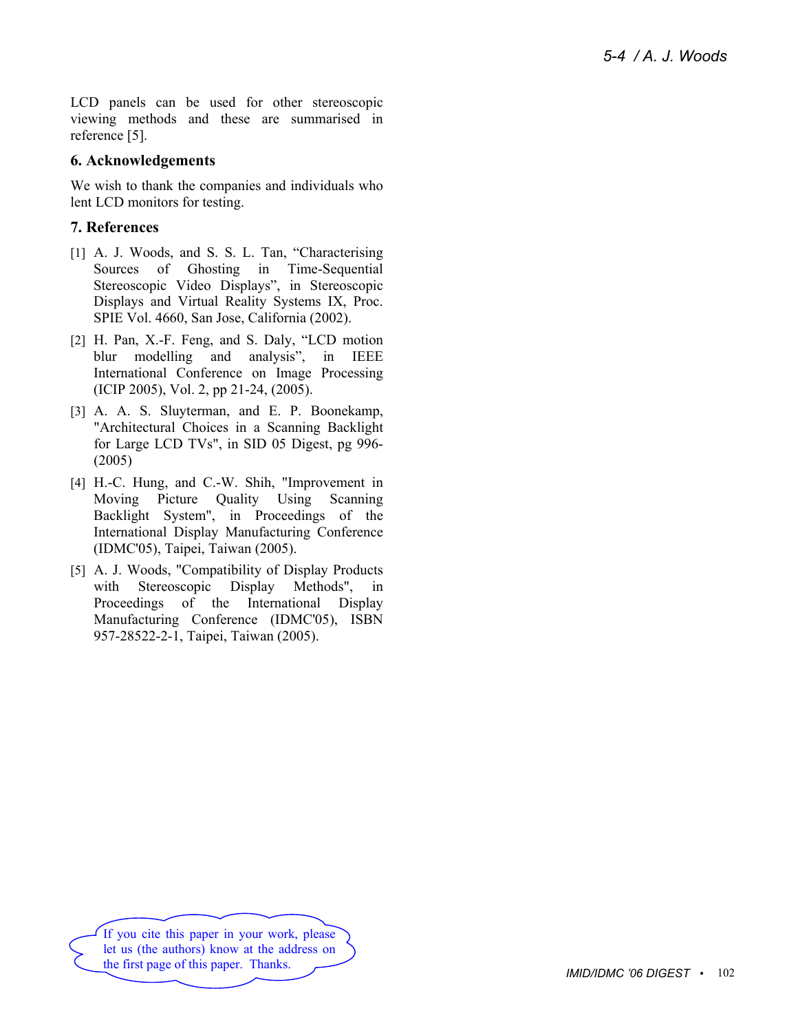LCD panels can be used for other stereoscopic viewing methods and these are summarised in reference [5].

## 6. Acknowledgements

We wish to thank the companies and individuals who lent LCD monitors for testing.

## 7. References

[1] A. J. Woods, and S. S. L. Tan, "Characterising Sources of Ghosting in Time-Sequential Stereoscopic Video Displays", in Stereoscopic Displays and Virtual Reality Systems IX, Proc. SPIE Vol. 4660, San Jose, California (2002).

[2] H. Pan, X.-F. Feng, and S. Daly, "LCD motion blur modelling and analysis", in IEEE International Conference on Image Processing (ICIP 2005), Vol. 2, pp 21-24, (2005).

[3] A. A. S. Sluyterman, and E. P. Boonekamp, "Architectural Choices in a Scanning Backlight for Large LCD TVs", in SID 05 Digest, pg 996- (2005)

[4] H.-C. Hung, and C.-W. Shih, "Improvement in Moving Picture Quality Using Scanning Backlight System", in Proceedings of the International Display Manufacturing Conference (IDMC'05), Taipei, Taiwan (2005).

[5] A. J. Woods, "Compatibility of Display Products with Stereoscopic Display Methods", in Proceedings of the International Display Manufacturing Conference (IDMC'05), ISBN 957-28522-2-1, Taipei, Taiwan (2005).

If you cite this paper in your work, please let us (the authors) know at the address on the first page of this paper. Thanks.